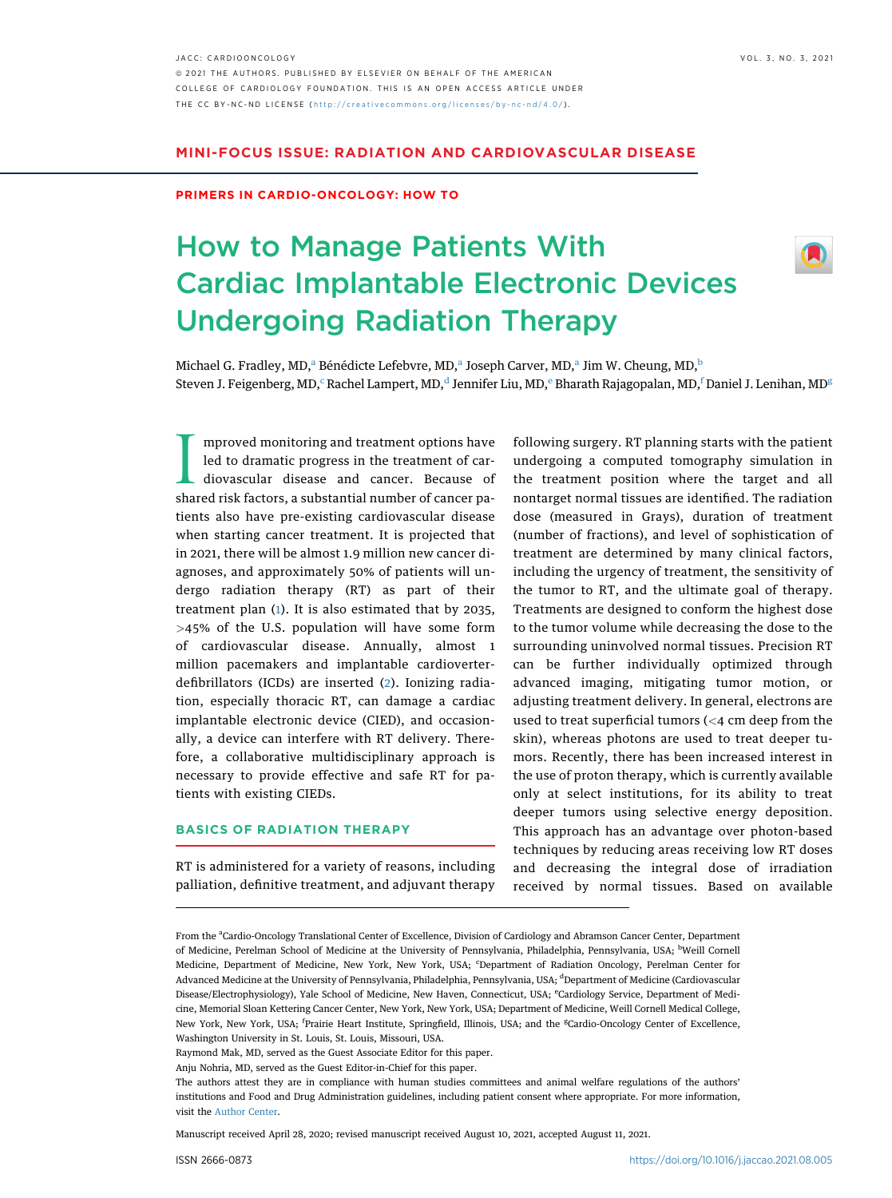MINI-FOCUS ISSUE: RADIATION AND CARDIOVASCULAR DISEASE

PRIMERS IN CARDIO-ONCOLOGY: HOW TO

# How to Manage Patients With Cardiac Implantable Electronic Devices Undergoing Radiation Therapy

Michael G. Fradley, MD,[a] Bénédicte Lefebvre, MD,[a] Joseph Carver, MD,[a] Jim W. Cheung, MD,[b] Steven J. Feigenberg, MD,[c] Rachel Lampert, MD,[d] Jennifer Liu, MD,[e] Bharath Rajagopalan, MD,[f] Daniel J. Lenihan, MD[g]

Improved monitoring and treatment options have led to dramatic progress in the treatment of cardiovascular disease and cancer. Because of shared risk factors, a substantial number of cancer patients also have pre-existing cardiovascular disease when starting cancer treatment. It is projected that in 2021, there will be almost 1.9 million new cancer diagnoses, and approximately 50% of patients will undergo radiation therapy (RT) as part of their treatment plan (1). It is also estimated that by 2035, >45% of the U.S. population will have some form of cardiovascular disease. Annually, almost 1 million pacemakers and implantable cardioverter-defibrillators (ICDs) are inserted (2). Ionizing radiation, especially thoracic RT, can damage a cardiac implantable electronic device (CIED), and occasionally, a device can interfere with RT delivery. Therefore, a collaborative multidisciplinary approach is necessary to provide effective and safe RT for patients with existing CIEDs.

## BASICS OF RADIATION THERAPY

RT is administered for a variety of reasons, including palliation, definitive treatment, and adjuvant therapy following surgery. RT planning starts with the patient undergoing a computed tomography simulation in the treatment position where the target and all nontarget normal tissues are identified. The radiation dose (measured in Grays), duration of treatment (number of fractions), and level of sophistication of treatment are determined by many clinical factors, including the urgency of treatment, the sensitivity of the tumor to RT, and the ultimate goal of therapy. Treatments are designed to conform the highest dose to the tumor volume while decreasing the dose to the surrounding uninvolved normal tissues. Precision RT can be further individually optimized through advanced imaging, mitigating tumor motion, or adjusting treatment delivery. In general, electrons are used to treat superficial tumors (<4 cm deep from the skin), whereas photons are used to treat deeper tumors. Recently, there has been increased interest in the use of proton therapy, which is currently available only at select institutions, for its ability to treat deeper tumors using selective energy deposition. This approach has an advantage over photon-based techniques by reducing areas receiving low RT doses and decreasing the integral dose of irradiation received by normal tissues. Based on available

From the [a]Cardio-Oncology Translational Center of Excellence, Division of Cardiology and Abramson Cancer Center, Department of Medicine, Perelman School of Medicine at the University of Pennsylvania, Philadelphia, Pennsylvania, USA; [b]Weill Cornell Medicine, Department of Medicine, New York, New York, USA; [c]Department of Radiation Oncology, Perelman Center for Advanced Medicine at the University of Pennsylvania, Philadelphia, Pennsylvania, USA; [d]Department of Medicine (Cardiovascular Disease/Electrophysiology), Yale School of Medicine, New Haven, Connecticut, USA; [e]Cardiology Service, Department of Medicine, Memorial Sloan Kettering Cancer Center, New York, New York, USA; Department of Medicine, Weill Cornell Medical College, New York, New York, USA; [f]Prairie Heart Institute, Springfield, Illinois, USA; and the [g]Cardio-Oncology Center of Excellence, Washington University in St. Louis, St. Louis, Missouri, USA.

Raymond Mak, MD, served as the Guest Associate Editor for this paper.

Anju Nohria, MD, served as the Guest Editor-in-Chief for this paper.

The authors attest they are in compliance with human studies committees and animal welfare regulations of the authors' institutions and Food and Drug Administration guidelines, including patient consent where appropriate. For more information, visit the Author Center.

Manuscript received April 28, 2020; revised manuscript received August 10, 2021, accepted August 11, 2021.

ISSN 2666-0873 https://doi.org/10.1016/j.jaccao.2021.08.005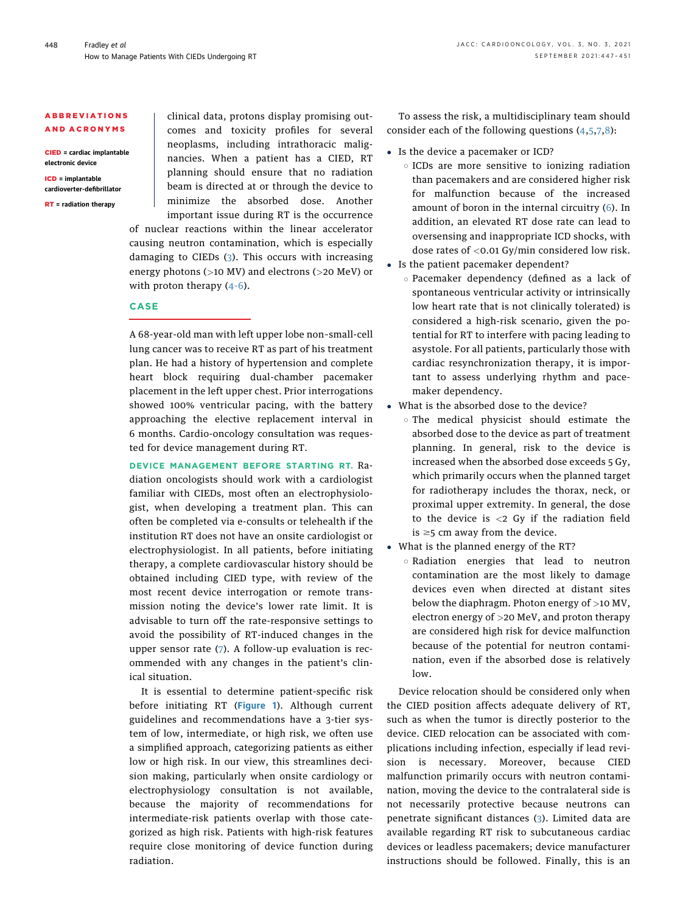**ABBREVIATIONS AND ACRONYMS**

**CIED** = cardiac implantable electronic device

**ICD** = implantable cardioverter-defibrillator

**RT** = radiation therapy

clinical data, protons display promising outcomes and toxicity profiles for several neoplasms, including intrathoracic malignancies. When a patient has a CIED, RT planning should ensure that no radiation beam is directed at or through the device to minimize the absorbed dose. Another important issue during RT is the occurrence of nuclear reactions within the linear accelerator causing neutron contamination, which is especially damaging to CIEDs (3). This occurs with increasing energy photons (>10 MV) and electrons (>20 MeV) or with proton therapy (4-6).

## CASE

A 68-year-old man with left upper lobe non-small-cell lung cancer was to receive RT as part of his treatment plan. He had a history of hypertension and complete heart block requiring dual-chamber pacemaker placement in the left upper chest. Prior interrogations showed 100% ventricular pacing, with the battery approaching the elective replacement interval in 6 months. Cardio-oncology consultation was requested for device management during RT.

**DEVICE MANAGEMENT BEFORE STARTING RT.** Radiation oncologists should work with a cardiologist familiar with CIEDs, most often an electrophysiologist, when developing a treatment plan. This can often be completed via e-consults or telehealth if the institution RT does not have an onsite cardiologist or electrophysiologist. In all patients, before initiating therapy, a complete cardiovascular history should be obtained including CIED type, with review of the most recent device interrogation or remote transmission noting the device's lower rate limit. It is advisable to turn off the rate-responsive settings to avoid the possibility of RT-induced changes in the upper sensor rate (7). A follow-up evaluation is recommended with any changes in the patient's clinical situation.

It is essential to determine patient-specific risk before initiating RT (**Figure 1**). Although current guidelines and recommendations have a 3-tier system of low, intermediate, or high risk, we often use a simplified approach, categorizing patients as either low or high risk. In our view, this streamlines decision making, particularly when onsite cardiology or electrophysiology consultation is not available, because the majority of recommendations for intermediate-risk patients overlap with those categorized as high risk. Patients with high-risk features require close monitoring of device function during radiation.

To assess the risk, a multidisciplinary team should consider each of the following questions (4,5,7,8):

- Is the device a pacemaker or ICD?
  - ICDs are more sensitive to ionizing radiation than pacemakers and are considered higher risk for malfunction because of the increased amount of boron in the internal circuitry (6). In addition, an elevated RT dose rate can lead to oversensing and inappropriate ICD shocks, with dose rates of <0.01 Gy/min considered low risk.
- Is the patient pacemaker dependent?
  - Pacemaker dependency (defined as a lack of spontaneous ventricular activity or intrinsically low heart rate that is not clinically tolerated) is considered a high-risk scenario, given the potential for RT to interfere with pacing leading to asystole. For all patients, particularly those with cardiac resynchronization therapy, it is important to assess underlying rhythm and pacemaker dependency.
- What is the absorbed dose to the device?
  - The medical physicist should estimate the absorbed dose to the device as part of treatment planning. In general, risk to the device is increased when the absorbed dose exceeds 5 Gy, which primarily occurs when the planned target for radiotherapy includes the thorax, neck, or proximal upper extremity. In general, the dose to the device is <2 Gy if the radiation field is ≥5 cm away from the device.
- What is the planned energy of the RT?
  - Radiation energies that lead to neutron contamination are the most likely to damage devices even when directed at distant sites below the diaphragm. Photon energy of >10 MV, electron energy of >20 MeV, and proton therapy are considered high risk for device malfunction because of the potential for neutron contamination, even if the absorbed dose is relatively low.

Device relocation should be considered only when the CIED position affects adequate delivery of RT, such as when the tumor is directly posterior to the device. CIED relocation can be associated with complications including infection, especially if lead revision is necessary. Moreover, because CIED malfunction primarily occurs with neutron contamination, moving the device to the contralateral side is not necessarily protective because neutrons can penetrate significant distances (3). Limited data are available regarding RT risk to subcutaneous cardiac devices or leadless pacemakers; device manufacturer instructions should be followed. Finally, this is an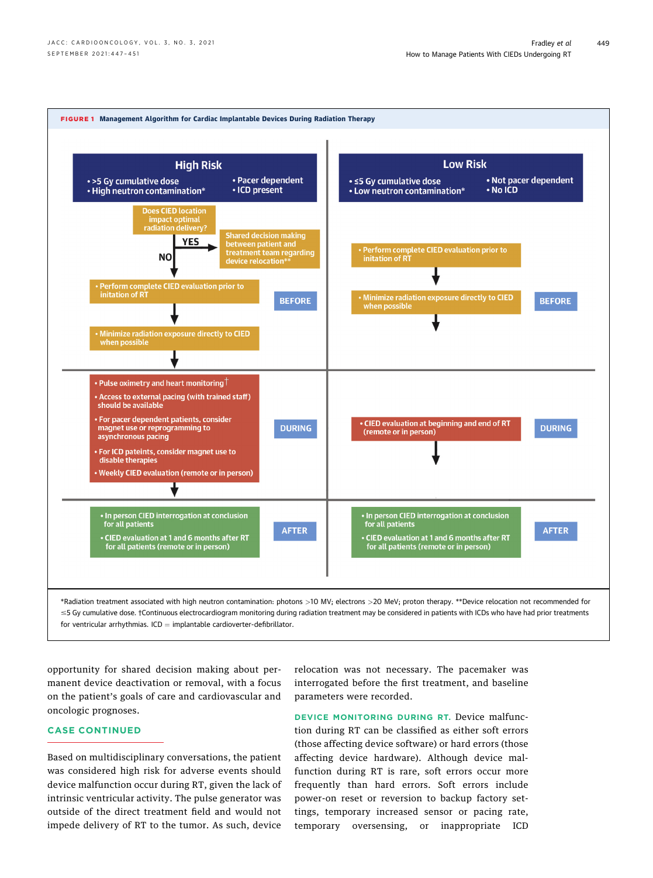**FIGURE 1 Management Algorithm for Cardiac Implantable Devices During Radiation Therapy**

**High Risk**

- >5 Gy cumulative dose
- High neutron contamination*
- Pacer dependent
- ICD present

Does CIED location impact optimal radiation delivery?

YES → Shared decision making between patient and treatment team regarding device relocation**

NO ↓

**BEFORE**

- Perform complete CIED evaluation prior to initation of RT
- Minimize radiation exposure directly to CIED when possible

**DURING**

- Pulse oximetry and heart monitoring†
- Access to external pacing (with trained staff) should be available
- For pacer dependent patients, consider magnet use or reprogramming to asynchronous pacing
- For ICD pateints, consider magnet use to disable therapies
- Weekly CIED evaluation (remote or in person)

**AFTER**

- In person CIED interrogation at conclusion for all patients
- CIED evaluation at 1 and 6 months after RT for all patients (remote or in person)

**Low Risk**

- ≤5 Gy cumulative dose
- Low neutron contamination*
- Not pacer dependent
- No ICD

**BEFORE**

- Perform complete CIED evaluation prior to initation of RT
- Minimize radiation exposure directly to CIED when possible

**DURING**

- CIED evaluation at beginning and end of RT (remote or in person)

**AFTER**

- In person CIED interrogation at conclusion for all patients
- CIED evaluation at 1 and 6 months after RT for all patients (remote or in person)

*Radiation treatment associated with high neutron contamination: photons >10 MV; electrons >20 MeV; proton therapy. **Device relocation not recommended for ≤5 Gy cumulative dose. †Continuous electrocardiogram monitoring during radiation treatment may be considered in patients with ICDs who have had prior treatments for ventricular arrhythmias. ICD = implantable cardioverter-defibrillator.

opportunity for shared decision making about permanent device deactivation or removal, with a focus on the patient's goals of care and cardiovascular and oncologic prognoses.

## CASE CONTINUED

Based on multidisciplinary conversations, the patient was considered high risk for adverse events should device malfunction occur during RT, given the lack of intrinsic ventricular activity. The pulse generator was outside of the direct treatment field and would not impede delivery of RT to the tumor. As such, device relocation was not necessary. The pacemaker was interrogated before the first treatment, and baseline parameters were recorded.

**DEVICE MONITORING DURING RT.** Device malfunction during RT can be classified as either soft errors (those affecting device software) or hard errors (those affecting device hardware). Although device malfunction during RT is rare, soft errors occur more frequently than hard errors. Soft errors include power-on reset or reversion to backup factory settings, temporary increased sensor or pacing rate, temporary oversensing, or inappropriate ICD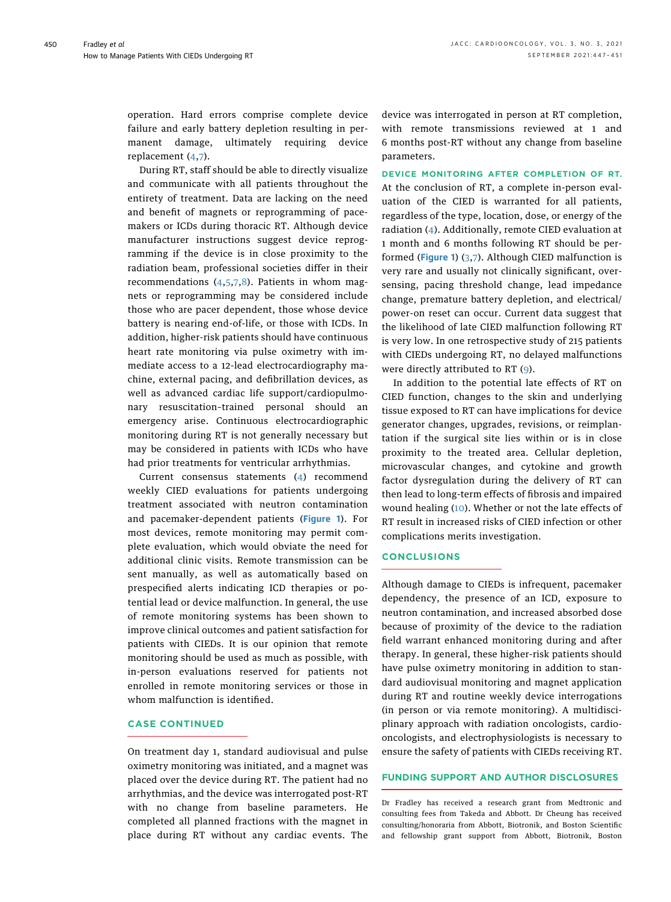operation. Hard errors comprise complete device failure and early battery depletion resulting in permanent damage, ultimately requiring device replacement (4,7).

During RT, staff should be able to directly visualize and communicate with all patients throughout the entirety of treatment. Data are lacking on the need and benefit of magnets or reprogramming of pacemakers or ICDs during thoracic RT. Although device manufacturer instructions suggest device reprogramming if the device is in close proximity to the radiation beam, professional societies differ in their recommendations (4,5,7,8). Patients in whom magnets or reprogramming may be considered include those who are pacer dependent, those whose device battery is nearing end-of-life, or those with ICDs. In addition, higher-risk patients should have continuous heart rate monitoring via pulse oximetry with immediate access to a 12-lead electrocardiography machine, external pacing, and defibrillation devices, as well as advanced cardiac life support/cardiopulmonary resuscitation–trained personal should an emergency arise. Continuous electrocardiographic monitoring during RT is not generally necessary but may be considered in patients with ICDs who have had prior treatments for ventricular arrhythmias.

Current consensus statements (4) recommend weekly CIED evaluations for patients undergoing treatment associated with neutron contamination and pacemaker-dependent patients (**Figure 1**). For most devices, remote monitoring may permit complete evaluation, which would obviate the need for additional clinic visits. Remote transmission can be sent manually, as well as automatically based on prespecified alerts indicating ICD therapies or potential lead or device malfunction. In general, the use of remote monitoring systems has been shown to improve clinical outcomes and patient satisfaction for patients with CIEDs. It is our opinion that remote monitoring should be used as much as possible, with in-person evaluations reserved for patients not enrolled in remote monitoring services or those in whom malfunction is identified.

## CASE CONTINUED

On treatment day 1, standard audiovisual and pulse oximetry monitoring was initiated, and a magnet was placed over the device during RT. The patient had no arrhythmias, and the device was interrogated post-RT with no change from baseline parameters. He completed all planned fractions with the magnet in place during RT without any cardiac events. The device was interrogated in person at RT completion, with remote transmissions reviewed at 1 and 6 months post-RT without any change from baseline parameters.

**DEVICE MONITORING AFTER COMPLETION OF RT.** At the conclusion of RT, a complete in-person evaluation of the CIED is warranted for all patients, regardless of the type, location, dose, or energy of the radiation (4). Additionally, remote CIED evaluation at 1 month and 6 months following RT should be performed (**Figure 1**) (3,7). Although CIED malfunction is very rare and usually not clinically significant, oversensing, pacing threshold change, lead impedance change, premature battery depletion, and electrical/power-on reset can occur. Current data suggest that the likelihood of late CIED malfunction following RT is very low. In one retrospective study of 215 patients with CIEDs undergoing RT, no delayed malfunctions were directly attributed to RT (9).

In addition to the potential late effects of RT on CIED function, changes to the skin and underlying tissue exposed to RT can have implications for device generator changes, upgrades, revisions, or reimplantation if the surgical site lies within or is in close proximity to the treated area. Cellular depletion, microvascular changes, and cytokine and growth factor dysregulation during the delivery of RT can then lead to long-term effects of fibrosis and impaired wound healing (10). Whether or not the late effects of RT result in increased risks of CIED infection or other complications merits investigation.

## CONCLUSIONS

Although damage to CIEDs is infrequent, pacemaker dependency, the presence of an ICD, exposure to neutron contamination, and increased absorbed dose because of proximity of the device to the radiation field warrant enhanced monitoring during and after therapy. In general, these higher-risk patients should have pulse oximetry monitoring in addition to standard audiovisual monitoring and magnet application during RT and routine weekly device interrogations (in person or via remote monitoring). A multidisciplinary approach with radiation oncologists, cardio-oncologists, and electrophysiologists is necessary to ensure the safety of patients with CIEDs receiving RT.

## FUNDING SUPPORT AND AUTHOR DISCLOSURES

Dr Fradley has received a research grant from Medtronic and consulting fees from Takeda and Abbott. Dr Cheung has received consulting/honoraria from Abbott, Biotronik, and Boston Scientific and fellowship grant support from Abbott, Biotronik, Boston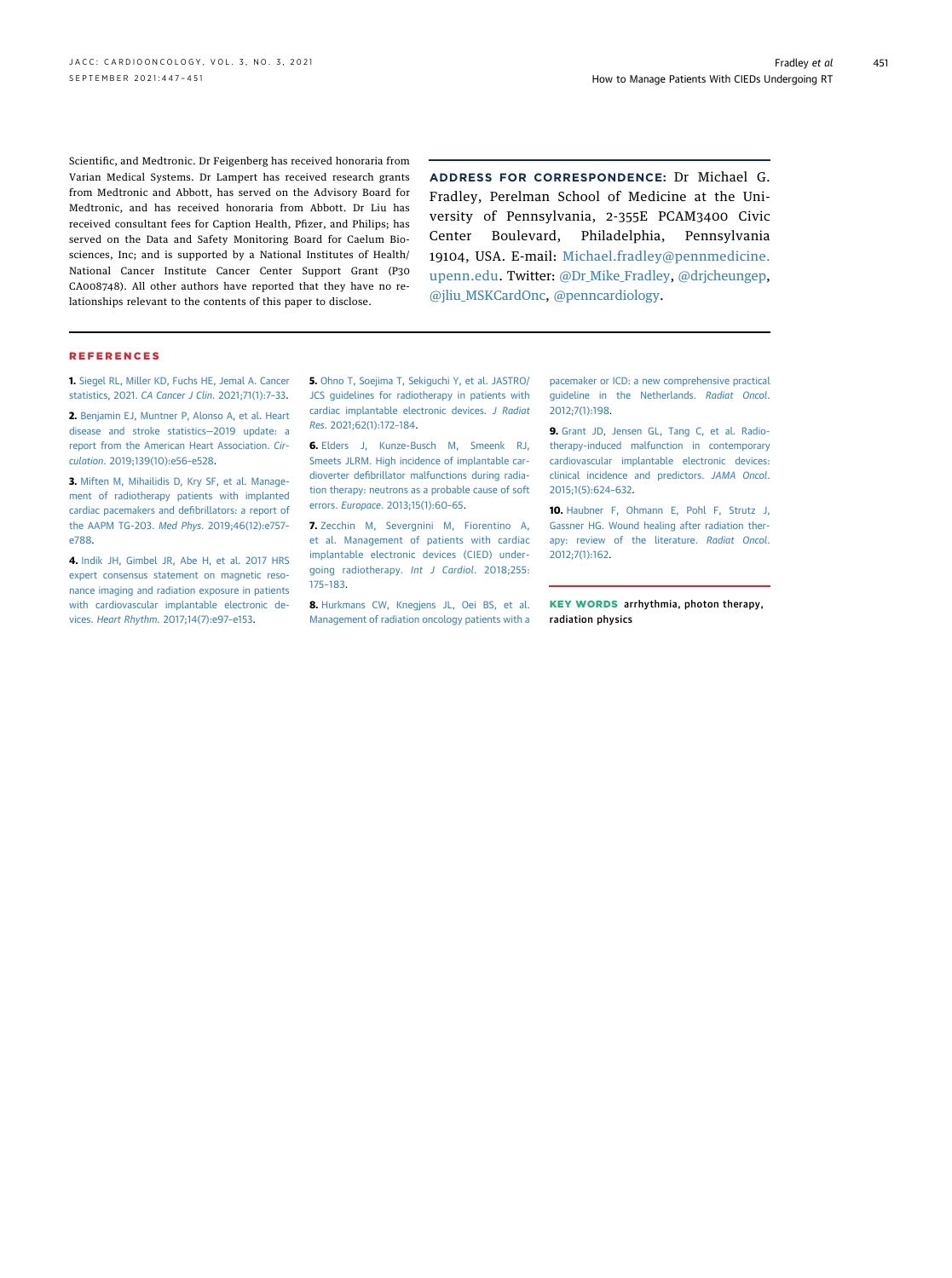Scientific, and Medtronic. Dr Feigenberg has received honoraria from Varian Medical Systems. Dr Lampert has received research grants from Medtronic and Abbott, has served on the Advisory Board for Medtronic, and has received honoraria from Abbott. Dr Liu has received consultant fees for Caption Health, Pfizer, and Philips; has served on the Data and Safety Monitoring Board for Caelum Biosciences, Inc; and is supported by a National Institutes of Health/National Cancer Institute Cancer Center Support Grant (P30 CA008748). All other authors have reported that they have no relationships relevant to the contents of this paper to disclose.

**ADDRESS FOR CORRESPONDENCE:** Dr Michael G. Fradley, Perelman School of Medicine at the University of Pennsylvania, 2-355E PCAM3400 Civic Center Boulevard, Philadelphia, Pennsylvania 19104, USA. E-mail: Michael.fradley@pennmedicine.upenn.edu. Twitter: @Dr_Mike_Fradley, @drjcheungep, @jliu_MSKCardOnc, @penncardiology.

## REFERENCES

**1.** Siegel RL, Miller KD, Fuchs HE, Jemal A. Cancer statistics, 2021. *CA Cancer J Clin*. 2021;71(1):7-33.

**2.** Benjamin EJ, Muntner P, Alonso A, et al. Heart disease and stroke statistics—2019 update: a report from the American Heart Association. *Circulation*. 2019;139(10):e56-e528.

**3.** Miften M, Mihailidis D, Kry SF, et al. Management of radiotherapy patients with implanted cardiac pacemakers and defibrillators: a report of the AAPM TG-203. *Med Phys*. 2019;46(12):e757-e788.

**4.** Indik JH, Gimbel JR, Abe H, et al. 2017 HRS expert consensus statement on magnetic resonance imaging and radiation exposure in patients with cardiovascular implantable electronic devices. *Heart Rhythm*. 2017;14(7):e97-e153.

**5.** Ohno T, Soejima T, Sekiguchi Y, et al. JASTRO/JCS guidelines for radiotherapy in patients with cardiac implantable electronic devices. *J Radiat Res*. 2021;62(1):172-184.

**6.** Elders J, Kunze-Busch M, Smeenk RJ, Smeets JLRM. High incidence of implantable cardioverter defibrillator malfunctions during radiation therapy: neutrons as a probable cause of soft errors. *Europace*. 2013;15(1):60-65.

**7.** Zecchin M, Severgnini M, Fiorentino A, et al. Management of patients with cardiac implantable electronic devices (CIED) undergoing radiotherapy. *Int J Cardiol*. 2018;255:175-183.

**8.** Hurkmans CW, Knegjens JL, Oei BS, et al. Management of radiation oncology patients with a pacemaker or ICD: a new comprehensive practical guideline in the Netherlands. *Radiat Oncol*. 2012;7(1):198.

**9.** Grant JD, Jensen GL, Tang C, et al. Radiotherapy-induced malfunction in contemporary cardiovascular implantable electronic devices: clinical incidence and predictors. *JAMA Oncol*. 2015;1(5):624-632.

**10.** Haubner F, Ohmann E, Pohl F, Strutz J, Gassner HG. Wound healing after radiation therapy: review of the literature. *Radiat Oncol*. 2012;7(1):162.

**KEY WORDS** arrhythmia, photon therapy, radiation physics